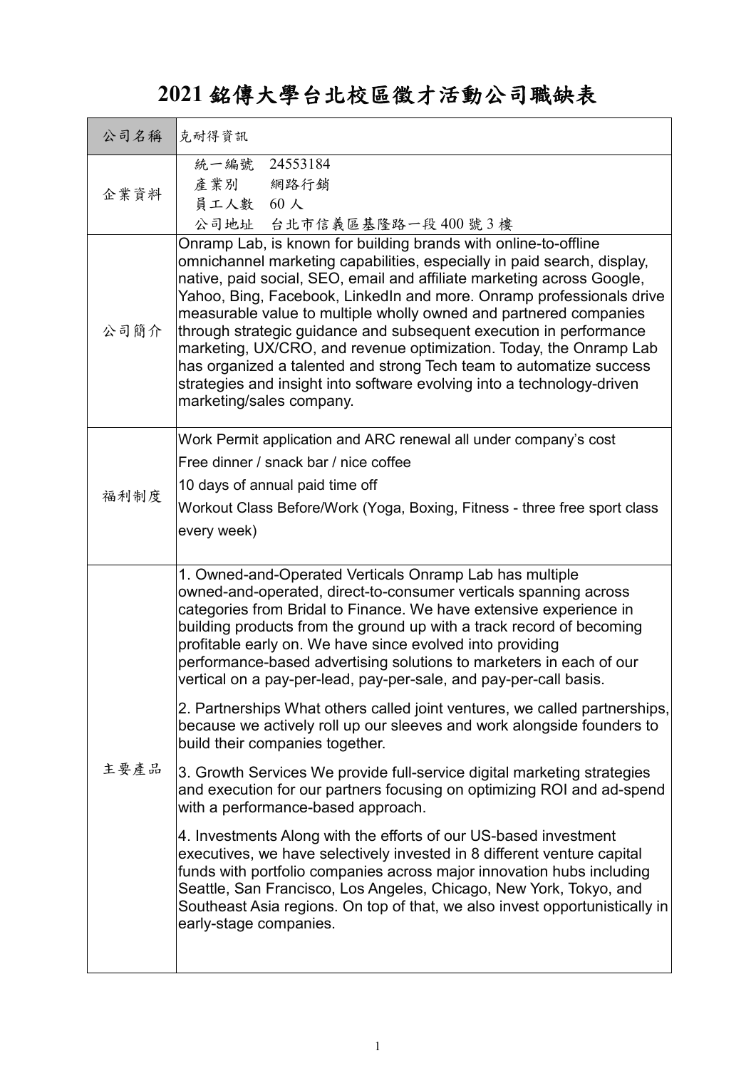# 2021 銘傳大學台北校區徵才活動公司職缺表

| 公司名稱 | 克耐得資訊 |
|---|---|
| 企業資料 | 統一編號　24553184<br>產業別　　網路行銷<br>員工人數　60 人<br>公司地址　台北市信義區基隆路一段 400 號 3 樓 |
| 公司簡介 | Onramp Lab, is known for building brands with online-to-offline omnichannel marketing capabilities, especially in paid search, display, native, paid social, SEO, email and affiliate marketing across Google, Yahoo, Bing, Facebook, LinkedIn and more. Onramp professionals drive measurable value to multiple wholly owned and partnered companies through strategic guidance and subsequent execution in performance marketing, UX/CRO, and revenue optimization. Today, the Onramp Lab has organized a talented and strong Tech team to automatize success strategies and insight into software evolving into a technology-driven marketing/sales company. |
| 福利制度 | Work Permit application and ARC renewal all under company's cost<br>Free dinner / snack bar / nice coffee<br>10 days of annual paid time off<br>Workout Class Before/Work (Yoga, Boxing, Fitness - three free sport class every week) |
| 主要產品 | 1. Owned-and-Operated Verticals Onramp Lab has multiple owned-and-operated, direct-to-consumer verticals spanning across categories from Bridal to Finance. We have extensive experience in building products from the ground up with a track record of becoming profitable early on. We have since evolved into providing performance-based advertising solutions to marketers in each of our vertical on a pay-per-lead, pay-per-sale, and pay-per-call basis.<br><br>2. Partnerships What others called joint ventures, we called partnerships, because we actively roll up our sleeves and work alongside founders to build their companies together.<br><br>3. Growth Services We provide full-service digital marketing strategies and execution for our partners focusing on optimizing ROI and ad-spend with a performance-based approach.<br><br>4. Investments Along with the efforts of our US-based investment executives, we have selectively invested in 8 different venture capital funds with portfolio companies across major innovation hubs including Seattle, San Francisco, Los Angeles, Chicago, New York, Tokyo, and Southeast Asia regions. On top of that, we also invest opportunistically in early-stage companies. |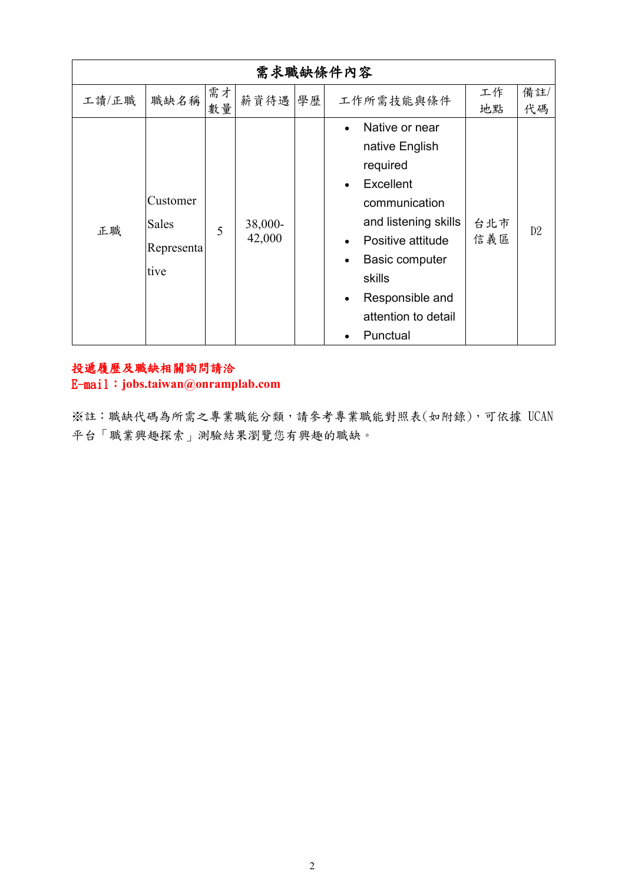| 需求職缺條件內容 | | | | | | | |
|---|---|---|---|---|---|---|---|
| 工讀/正職 | 職缺名稱 | 需才數量 | 薪資待遇 | 學歷 | 工作所需技能與條件 | 工作地點 | 備註/代碼 |
| 正職 | Customer Sales Representative | 5 | 38,000-42,000 | | • Native or near native English required<br>• Excellent communication and listening skills<br>• Positive attitude<br>• Basic computer skills<br>• Responsible and attention to detail<br>• Punctual | 台北市信義區 | D2 |

**投遞履歷及職缺相關詢問請洽**
**E-mail：jobs.taiwan@onramplab.com**

※註：職缺代碼為所需之專業職能分類，請參考專業職能對照表(如附錄)，可依據 UCAN 平台「職業興趣探索」測驗結果瀏覽您有興趣的職缺。